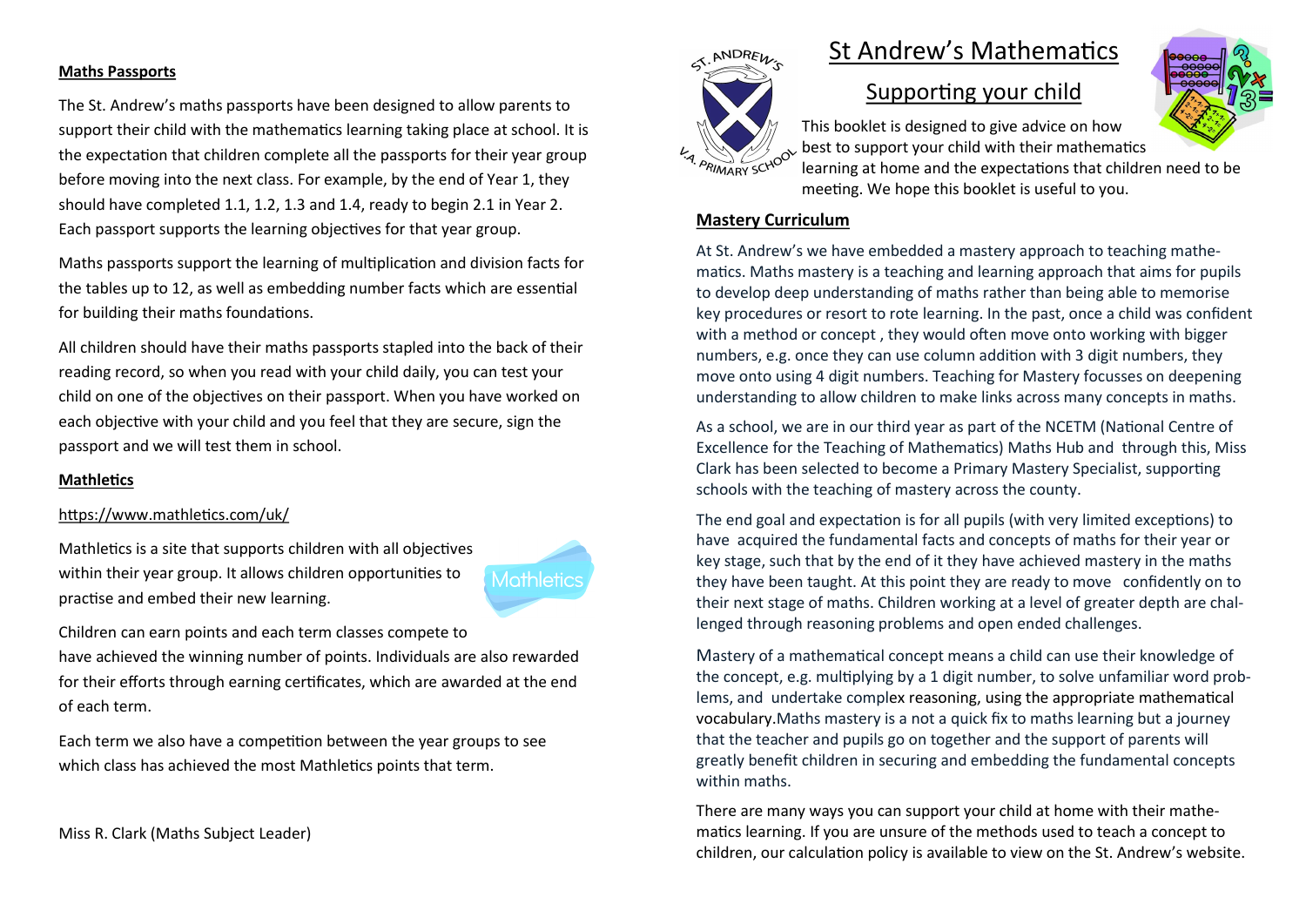# St Andrew's Mathematics

## Supporting your child

This booklet is designed to give advice on how best to support your child with their mathematics learning at home and the expectations that children need to be meeting. We hope this booklet is useful to you.

### Mastery Curriculum

At St. Andrew's we have embedded a mastery approach to teaching mathematics. Maths mastery is a teaching and learning approach that aims for pupils to develop deep understanding of maths rather than being able to memorise key procedures or resort to rote learning. In the past, once a child was confident with a method or concept , they would often move onto working with bigger numbers, e.g. once they can use column addition with 3 digit numbers, they move onto using 4 digit numbers. Teaching for Mastery focusses on deepening understanding to allow children to make links across many concepts in maths.

As a school, we are in our third year as part of the NCETM (National Centre of Excellence for the Teaching of Mathematics) Maths Hub and through this, Miss Clark has been selected to become a Primary Mastery Specialist, supporting schools with the teaching of mastery across the county.

The end goal and expectation is for all pupils (with very limited exceptions) to have acquired the fundamental facts and concepts of maths for their year or key stage, such that by the end of it they have achieved mastery in the maths they have been taught. At this point they are ready to move confidently on to their next stage of maths. Children working at a level of greater depth are challenged through reasoning problems and open ended challenges.

Mastery of a mathematical concept means a child can use their knowledge of the concept, e.g. multiplying by a 1 digit number, to solve unfamiliar word problems, and undertake complex reasoning, using the appropriate mathematical vocabulary. Maths mastery is a not a quick fix to maths learning but a journey that the teacher and pupils go on together and the support of parents will greatly benefit children in securing and embedding the fundamental concepts within maths.

There are many ways you can support your child at home with their mathematics learning. If you are unsure of the methods used to teach a concept to children, our calculation policy is available to view on the St. Andrew's website.

### Maths Passports

The St. Andrew's maths passports have been designed to allow parents to support their child with the mathematics learning taking place at school. It is the expectation that children complete all the passports for their year group before moving into the next class. For example, by the end of Year 1, they should have completed 1.1, 1.2, 1.3 and 1.4, ready to begin 2.1 in Year 2. Each passport supports the learning objectives for that year group.

Maths passports support the learning of multiplication and division facts for the tables up to 12, as well as embedding number facts which are essential for building their maths foundations.

All children should have their maths passports stapled into the back of their reading record, so when you read with your child daily, you can test your child on one of the objectives on their passport. When you have worked on each objective with your child and you feel that they are secure, sign the passport and we will test them in school.

### Mathletics

https://www.mathletics.com/uk/

Mathletics is a site that supports children with all objectives within their year group. It allows children opportunities to practise and embed their new learning.

Children can earn points and each term classes compete to have achieved the winning number of points. Individuals are also rewarded for their efforts through earning certificates, which are awarded at the end of each term.

Each term we also have a competition between the year groups to see which class has achieved the most Mathletics points that term.

Miss R. Clark (Maths Subject Leader)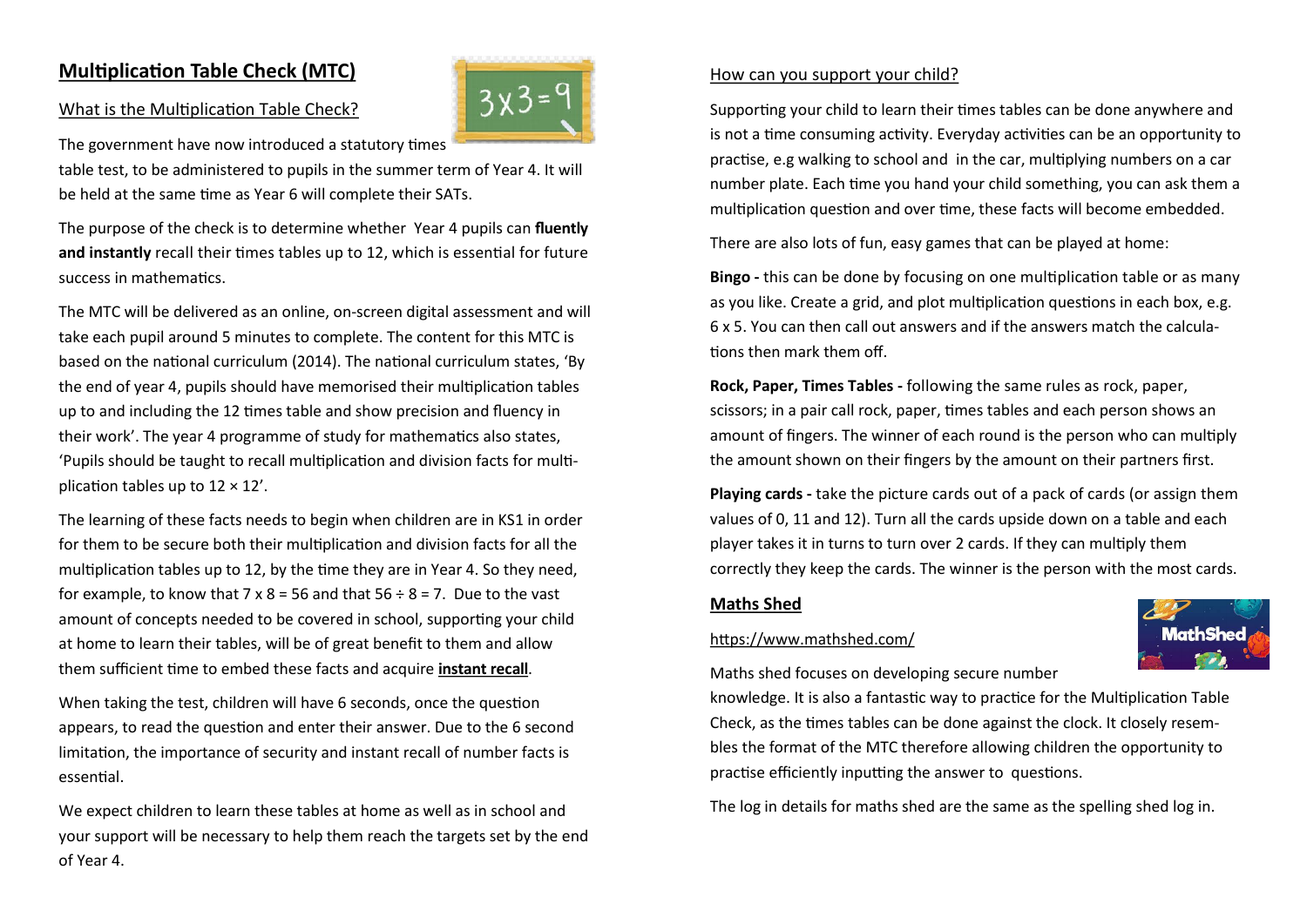# Multiplication Table Check (MTC)

## What is the Multiplication Table Check?

The government have now introduced a statutory times table test, to be administered to pupils in the summer term of Year 4. It will be held at the same time as Year 6 will complete their SATs.

The purpose of the check is to determine whether Year 4 pupils can **fluently and instantly** recall their times tables up to 12, which is essential for future success in mathematics.

The MTC will be delivered as an online, on-screen digital assessment and will take each pupil around 5 minutes to complete. The content for this MTC is based on the national curriculum (2014). The national curriculum states, 'By the end of year 4, pupils should have memorised their multiplication tables up to and including the 12 times table and show precision and fluency in their work'. The year 4 programme of study for mathematics also states, 'Pupils should be taught to recall multiplication and division facts for multiplication tables up to 12 × 12'.

The learning of these facts needs to begin when children are in KS1 in order for them to be secure both their multiplication and division facts for all the multiplication tables up to 12, by the time they are in Year 4. So they need, for example, to know that 7 x 8 = 56 and that 56 ÷ 8 = 7. Due to the vast amount of concepts needed to be covered in school, supporting your child at home to learn their tables, will be of great benefit to them and allow them sufficient time to embed these facts and acquire **instant recall**.

When taking the test, children will have 6 seconds, once the question appears, to read the question and enter their answer. Due to the 6 second limitation, the importance of security and instant recall of number facts is essential.

We expect children to learn these tables at home as well as in school and your support will be necessary to help them reach the targets set by the end of Year 4.

## How can you support your child?

Supporting your child to learn their times tables can be done anywhere and is not a time consuming activity. Everyday activities can be an opportunity to practise, e.g walking to school and in the car, multiplying numbers on a car number plate. Each time you hand your child something, you can ask them a multiplication question and over time, these facts will become embedded.

There are also lots of fun, easy games that can be played at home:

**Bingo -** this can be done by focusing on one multiplication table or as many as you like. Create a grid, and plot multiplication questions in each box, e.g. 6 x 5. You can then call out answers and if the answers match the calculations then mark them off.

**Rock, Paper, Times Tables -** following the same rules as rock, paper, scissors; in a pair call rock, paper, times tables and each person shows an amount of fingers. The winner of each round is the person who can multiply the amount shown on their fingers by the amount on their partners first.

**Playing cards -** take the picture cards out of a pack of cards (or assign them values of 0, 11 and 12). Turn all the cards upside down on a table and each player takes it in turns to turn over 2 cards. If they can multiply them correctly they keep the cards. The winner is the person with the most cards.

## Maths Shed

https://www.mathshed.com/

Maths shed focuses on developing secure number knowledge. It is also a fantastic way to practice for the Multiplication Table Check, as the times tables can be done against the clock. It closely resembles the format of the MTC therefore allowing children the opportunity to practise efficiently inputting the answer to questions.

The log in details for maths shed are the same as the spelling shed log in.